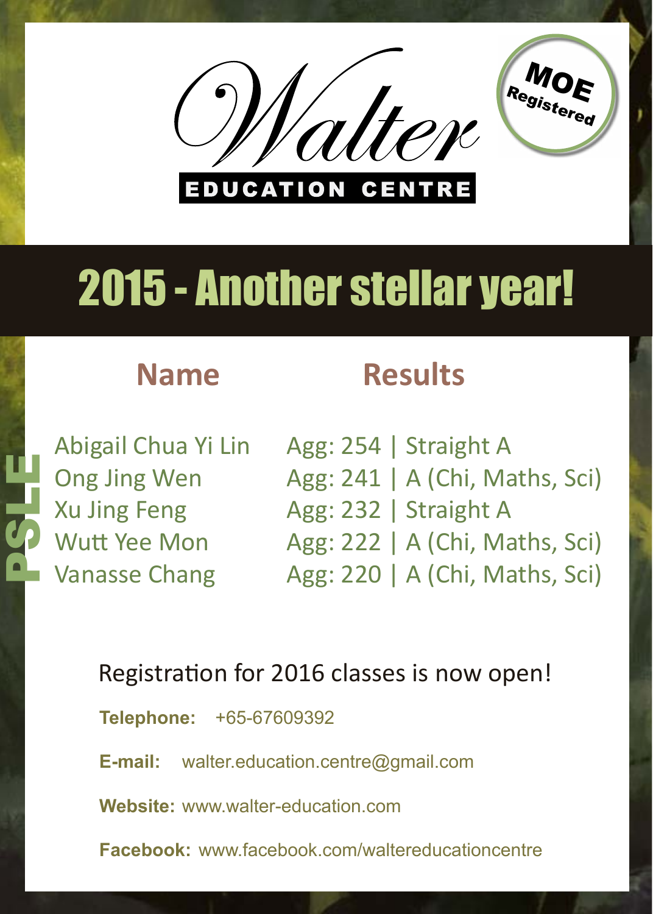# Walter

**EDUCATION CENTRE**

MOE Registered

## 2015 - Another stellar year!

**PSLE**

| Name | Results |
| --- | --- |
| Abigail Chua Yi Lin | Agg: 254 \| Straight A |
| Ong Jing Wen | Agg: 241 \| A (Chi, Maths, Sci) |
| Xu Jing Feng | Agg: 232 \| Straight A |
| Wutt Yee Mon | Agg: 222 \| A (Chi, Maths, Sci) |
| Vanasse Chang | Agg: 220 \| A (Chi, Maths, Sci) |

Registration for 2016 classes is now open!

**Telephone:** +65-67609392

**E-mail:** walter.education.centre@gmail.com

**Website:** www.walter-education.com

**Facebook:** www.facebook.com/waltereducationcentre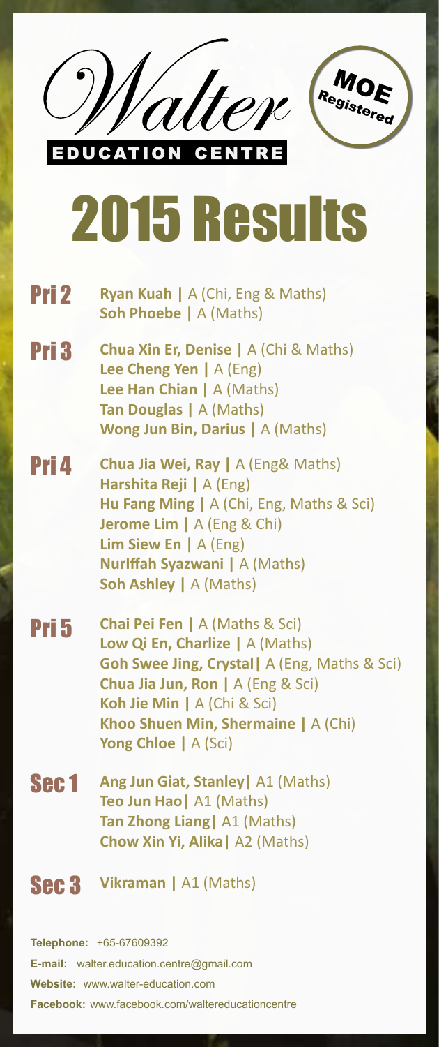Walter

**EDUCATION CENTRE**

MOE Registered

# 2015 Results

## Pri 2

**Ryan Kuah |** A (Chi, Eng & Maths)
**Soh Phoebe |** A (Maths)

## Pri 3

**Chua Xin Er, Denise |** A (Chi & Maths)
**Lee Cheng Yen |** A (Eng)
**Lee Han Chian |** A (Maths)
**Tan Douglas |** A (Maths)
**Wong Jun Bin, Darius |** A (Maths)

## Pri 4

**Chua Jia Wei, Ray |** A (Eng& Maths)
**Harshita Reji |** A (Eng)
**Hu Fang Ming |** A (Chi, Eng, Maths & Sci)
**Jerome Lim |** A (Eng & Chi)
**Lim Siew En |** A (Eng)
**NurIffah Syazwani |** A (Maths)
**Soh Ashley |** A (Maths)

## Pri 5

**Chai Pei Fen |** A (Maths & Sci)
**Low Qi En, Charlize |** A (Maths)
**Goh Swee Jing, Crystal|** A (Eng, Maths & Sci)
**Chua Jia Jun, Ron |** A (Eng & Sci)
**Koh Jie Min |** A (Chi & Sci)
**Khoo Shuen Min, Shermaine |** A (Chi)
**Yong Chloe |** A (Sci)

## Sec 1

**Ang Jun Giat, Stanley|** A1 (Maths)
**Teo Jun Hao|** A1 (Maths)
**Tan Zhong Liang|** A1 (Maths)
**Chow Xin Yi, Alika|** A2 (Maths)

## Sec 3

**Vikraman |** A1 (Maths)

**Telephone:** +65-67609392
**E-mail:** walter.education.centre@gmail.com
**Website:** www.walter-education.com
**Facebook:** www.facebook.com/waltereducationcentre